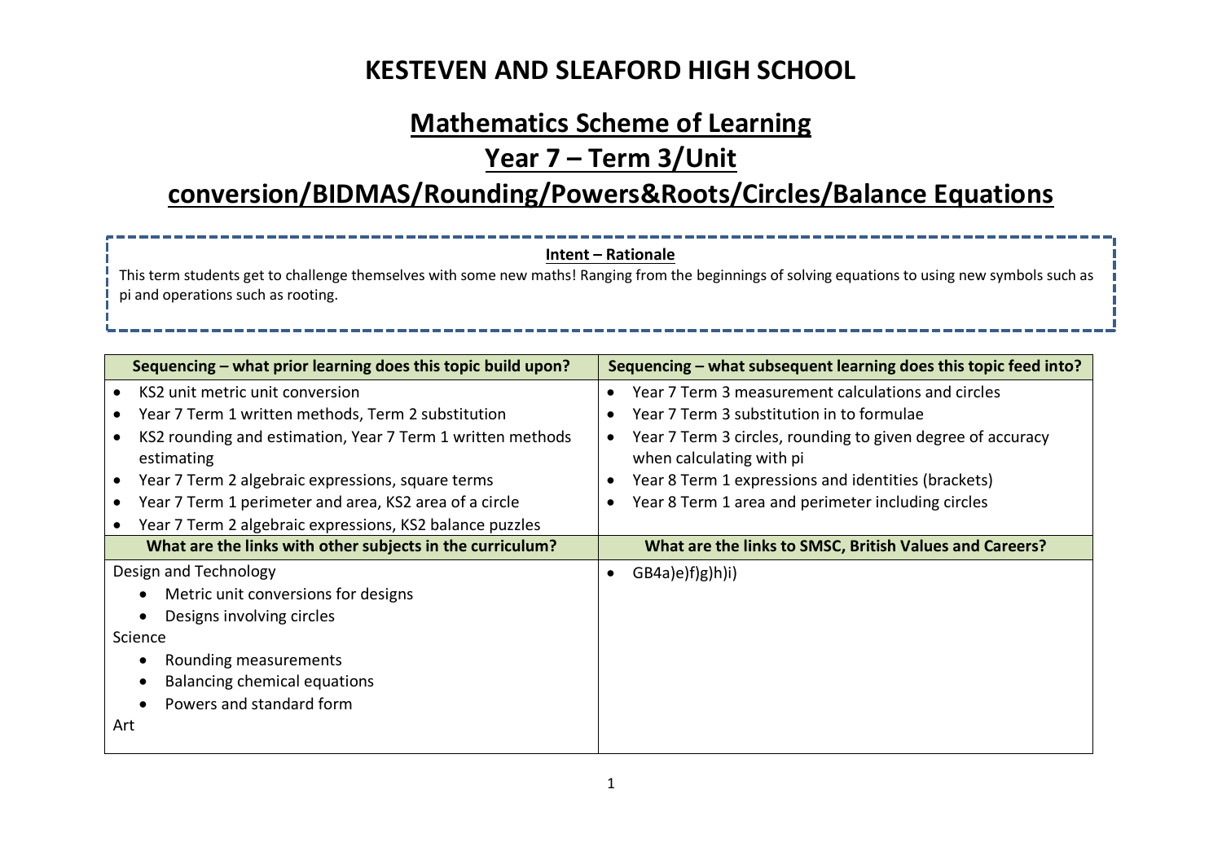# KESTEVEN AND SLEAFORD HIGH SCHOOL

## Mathematics Scheme of Learning

## Year 7 – Term 3/Unit conversion/BIDMAS/Rounding/Powers&Roots/Circles/Balance Equations

**Intent – Rationale**

This term students get to challenge themselves with some new maths! Ranging from the beginnings of solving equations to using new symbols such as pi and operations such as rooting.

| Sequencing – what prior learning does this topic build upon? | Sequencing – what subsequent learning does this topic feed into? |
| --- | --- |
| • KS2 unit metric unit conversion<br>• Year 7 Term 1 written methods, Term 2 substitution<br>• KS2 rounding and estimation, Year 7 Term 1 written methods estimating<br>• Year 7 Term 2 algebraic expressions, square terms<br>• Year 7 Term 1 perimeter and area, KS2 area of a circle<br>• Year 7 Term 2 algebraic expressions, KS2 balance puzzles | • Year 7 Term 3 measurement calculations and circles<br>• Year 7 Term 3 substitution in to formulae<br>• Year 7 Term 3 circles, rounding to given degree of accuracy when calculating with pi<br>• Year 8 Term 1 expressions and identities (brackets)<br>• Year 8 Term 1 area and perimeter including circles |
| **What are the links with other subjects in the curriculum?** | **What are the links to SMSC, British Values and Careers?** |
| Design and Technology<br>• Metric unit conversions for designs<br>• Designs involving circles<br>Science<br>• Rounding measurements<br>• Balancing chemical equations<br>• Powers and standard form<br>Art | • GB4a)e)f)g)h)i) |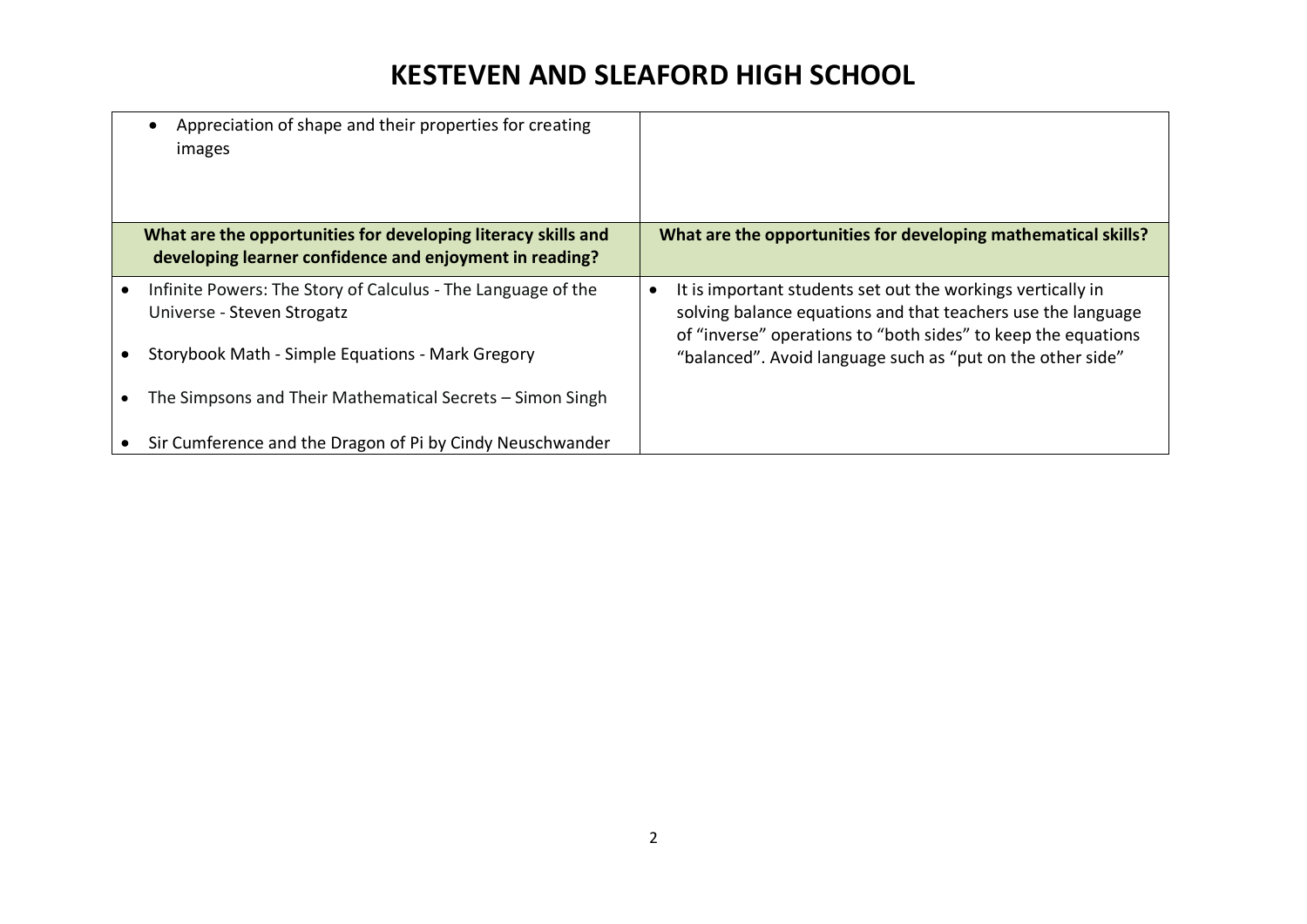| | |
|---|---|
| • Appreciation of shape and their properties for creating images | |
| **What are the opportunities for developing literacy skills and developing learner confidence and enjoyment in reading?** | **What are the opportunities for developing mathematical skills?** |
| • Infinite Powers: The Story of Calculus - The Language of the Universe - Steven Strogatz<br>• Storybook Math - Simple Equations - Mark Gregory<br>• The Simpsons and Their Mathematical Secrets – Simon Singh<br>• Sir Cumference and the Dragon of Pi by Cindy Neuschwander | • It is important students set out the workings vertically in solving balance equations and that teachers use the language of "inverse" operations to "both sides" to keep the equations "balanced". Avoid language such as "put on the other side" |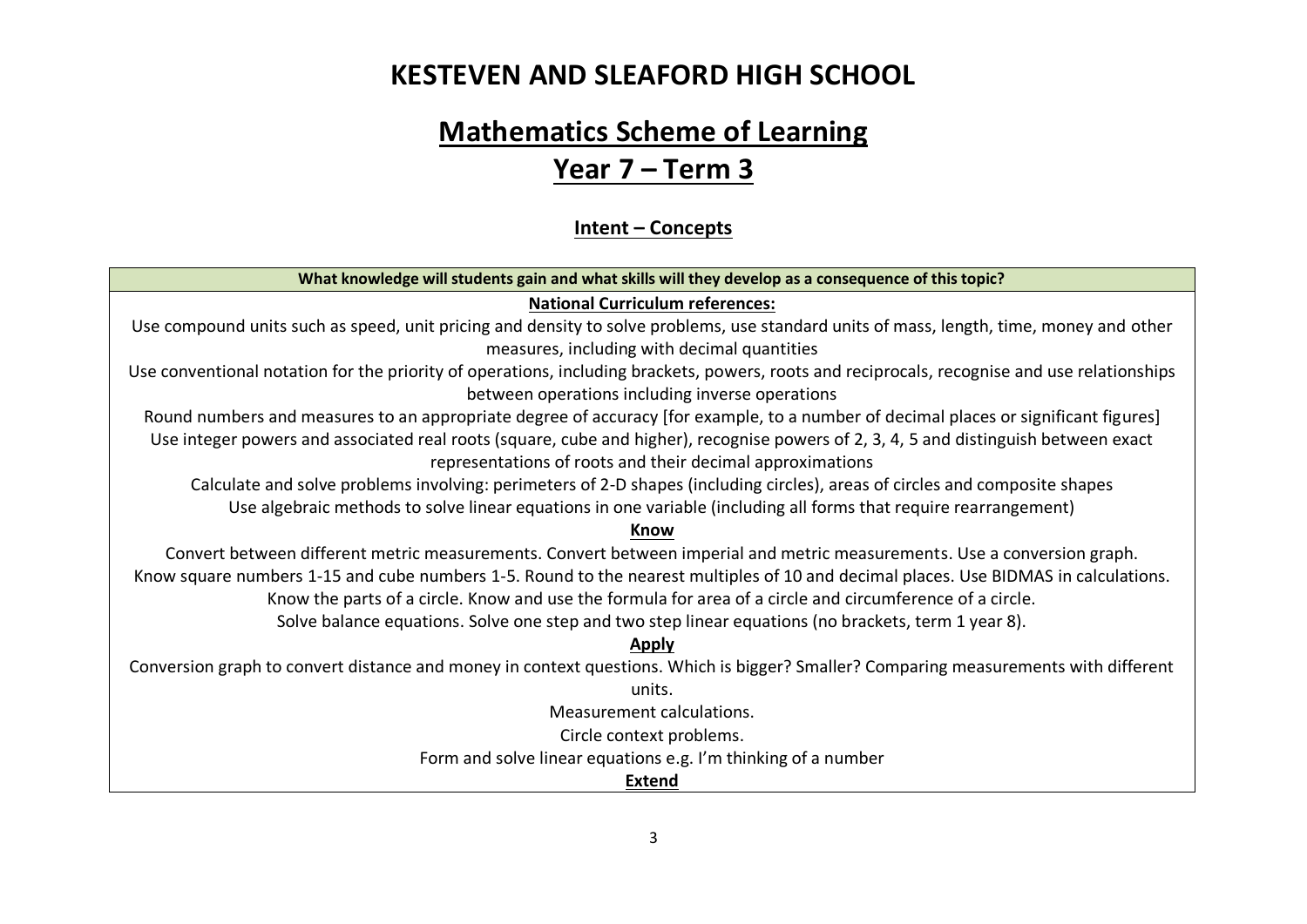# KESTEVEN AND SLEAFORD HIGH SCHOOL

## Mathematics Scheme of Learning

## Year 7 – Term 3

### Intent – Concepts

| What knowledge will students gain and what skills will they develop as a consequence of this topic? |
| --- |
| **National Curriculum references:**<br>Use compound units such as speed, unit pricing and density to solve problems, use standard units of mass, length, time, money and other measures, including with decimal quantities<br>Use conventional notation for the priority of operations, including brackets, powers, roots and reciprocals, recognise and use relationships between operations including inverse operations<br>Round numbers and measures to an appropriate degree of accuracy [for example, to a number of decimal places or significant figures]<br>Use integer powers and associated real roots (square, cube and higher), recognise powers of 2, 3, 4, 5 and distinguish between exact representations of roots and their decimal approximations<br>Calculate and solve problems involving: perimeters of 2-D shapes (including circles), areas of circles and composite shapes<br>Use algebraic methods to solve linear equations in one variable (including all forms that require rearrangement)<br>**Know**<br>Convert between different metric measurements. Convert between imperial and metric measurements. Use a conversion graph.<br>Know square numbers 1-15 and cube numbers 1-5. Round to the nearest multiples of 10 and decimal places. Use BIDMAS in calculations.<br>Know the parts of a circle. Know and use the formula for area of a circle and circumference of a circle.<br>Solve balance equations. Solve one step and two step linear equations (no brackets, term 1 year 8).<br>**Apply**<br>Conversion graph to convert distance and money in context questions. Which is bigger? Smaller? Comparing measurements with different units.<br>Measurement calculations.<br>Circle context problems.<br>Form and solve linear equations e.g. I'm thinking of a number<br>**Extend** |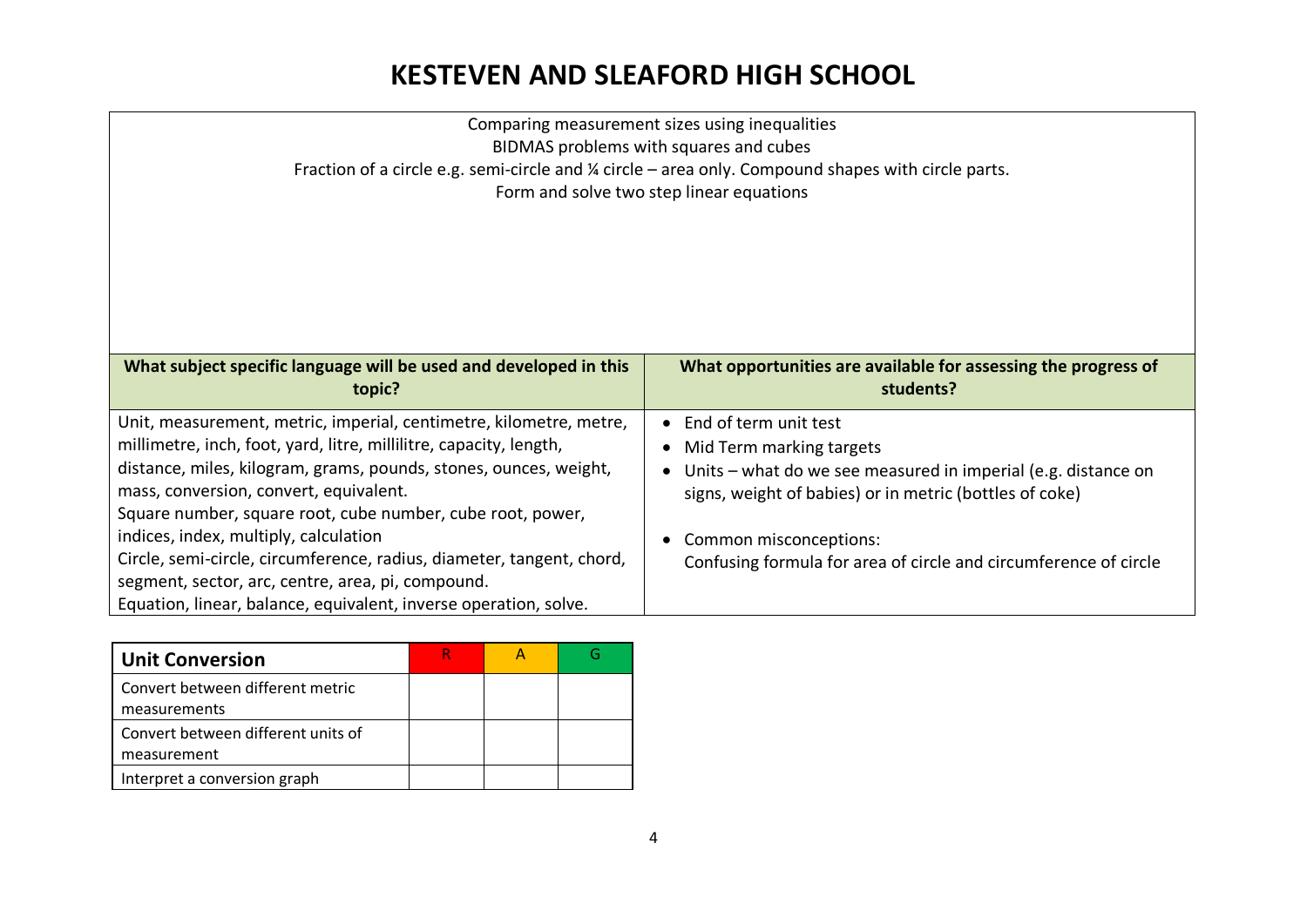# KESTEVEN AND SLEAFORD HIGH SCHOOL

Comparing measurement sizes using inequalities
BIDMAS problems with squares and cubes
Fraction of a circle e.g. semi-circle and ¼ circle – area only. Compound shapes with circle parts.
Form and solve two step linear equations

| What subject specific language will be used and developed in this topic? | What opportunities are available for assessing the progress of students? |
|---|---|
| Unit, measurement, metric, imperial, centimetre, kilometre, metre, millimetre, inch, foot, yard, litre, millilitre, capacity, length, distance, miles, kilogram, grams, pounds, stones, ounces, weight, mass, conversion, convert, equivalent.<br>Square number, square root, cube number, cube root, power, indices, index, multiply, calculation<br>Circle, semi-circle, circumference, radius, diameter, tangent, chord, segment, sector, arc, centre, area, pi, compound.<br>Equation, linear, balance, equivalent, inverse operation, solve. | • End of term unit test<br>• Mid Term marking targets<br>• Units – what do we see measured in imperial (e.g. distance on signs, weight of babies) or in metric (bottles of coke)<br><br>• Common misconceptions:<br>Confusing formula for area of circle and circumference of circle |

| Unit Conversion | R | A | G |
|---|---|---|---|
| Convert between different metric measurements | | | |
| Convert between different units of measurement | | | |
| Interpret a conversion graph | | | |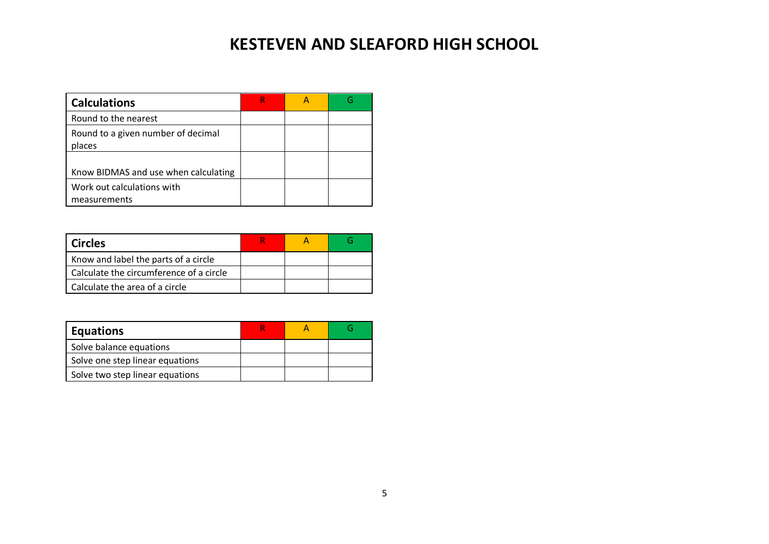# KESTEVEN AND SLEAFORD HIGH SCHOOL

| Calculations | R | A | G |
|---|---|---|---|
| Round to the nearest | | | |
| Round to a given number of decimal places | | | |
| Know BIDMAS and use when calculating | | | |
| Work out calculations with measurements | | | |

| Circles | R | A | G |
|---|---|---|---|
| Know and label the parts of a circle | | | |
| Calculate the circumference of a circle | | | |
| Calculate the area of a circle | | | |

| Equations | R | A | G |
|---|---|---|---|
| Solve balance equations | | | |
| Solve one step linear equations | | | |
| Solve two step linear equations | | | |